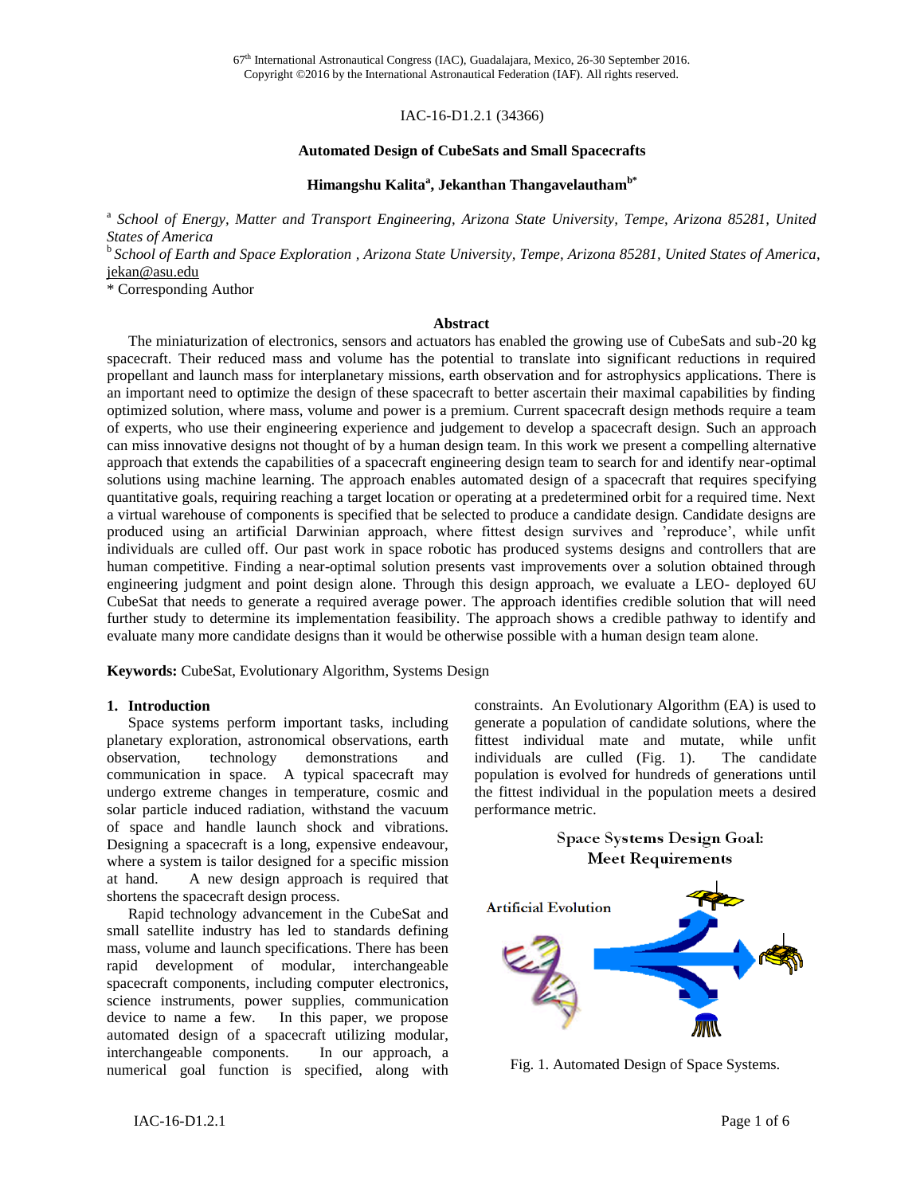67th International Astronautical Congress (IAC), Guadalajara, Mexico, 26-30 September 2016.
Copyright ©2016 by the International Astronautical Federation (IAF). All rights reserved.

IAC-16-D1.2.1 (34366)

# Automated Design of CubeSats and Small Spacecrafts

**Himangshu Kalita[a], Jekanthan Thangavelautham[b*]**

[a] *School of Energy, Matter and Transport Engineering, Arizona State University, Tempe, Arizona 85281, United States of America*

[b] *School of Earth and Space Exploration , Arizona State University, Tempe, Arizona 85281, United States of America*, jekan@asu.edu

\* Corresponding Author

## Abstract

The miniaturization of electronics, sensors and actuators has enabled the growing use of CubeSats and sub-20 kg spacecraft. Their reduced mass and volume has the potential to translate into significant reductions in required propellant and launch mass for interplanetary missions, earth observation and for astrophysics applications. There is an important need to optimize the design of these spacecraft to better ascertain their maximal capabilities by finding optimized solution, where mass, volume and power is a premium. Current spacecraft design methods require a team of experts, who use their engineering experience and judgement to develop a spacecraft design. Such an approach can miss innovative designs not thought of by a human design team. In this work we present a compelling alternative approach that extends the capabilities of a spacecraft engineering design team to search for and identify near-optimal solutions using machine learning. The approach enables automated design of a spacecraft that requires specifying quantitative goals, requiring reaching a target location or operating at a predetermined orbit for a required time. Next a virtual warehouse of components is specified that be selected to produce a candidate design. Candidate designs are produced using an artificial Darwinian approach, where fittest design survives and 'reproduce', while unfit individuals are culled off. Our past work in space robotic has produced systems designs and controllers that are human competitive. Finding a near-optimal solution presents vast improvements over a solution obtained through engineering judgment and point design alone. Through this design approach, we evaluate a LEO- deployed 6U CubeSat that needs to generate a required average power. The approach identifies credible solution that will need further study to determine its implementation feasibility. The approach shows a credible pathway to identify and evaluate many more candidate designs than it would be otherwise possible with a human design team alone.

**Keywords:** CubeSat, Evolutionary Algorithm, Systems Design

## 1. Introduction

Space systems perform important tasks, including planetary exploration, astronomical observations, earth observation, technology demonstrations and communication in space. A typical spacecraft may undergo extreme changes in temperature, cosmic and solar particle induced radiation, withstand the vacuum of space and handle launch shock and vibrations. Designing a spacecraft is a long, expensive endeavour, where a system is tailor designed for a specific mission at hand. A new design approach is required that shortens the spacecraft design process.

Rapid technology advancement in the CubeSat and small satellite industry has led to standards defining mass, volume and launch specifications. There has been rapid development of modular, interchangeable spacecraft components, including computer electronics, science instruments, power supplies, communication device to name a few. In this paper, we propose automated design of a spacecraft utilizing modular, interchangeable components. In our approach, a numerical goal function is specified, along with constraints. An Evolutionary Algorithm (EA) is used to generate a population of candidate solutions, where the fittest individual mate and mutate, while unfit individuals are culled (Fig. 1). The candidate population is evolved for hundreds of generations until the fittest individual in the population meets a desired performance metric.

Space Systems Design Goal: Meet Requirements

Artificial Evolution

Fig. 1. Automated Design of Space Systems.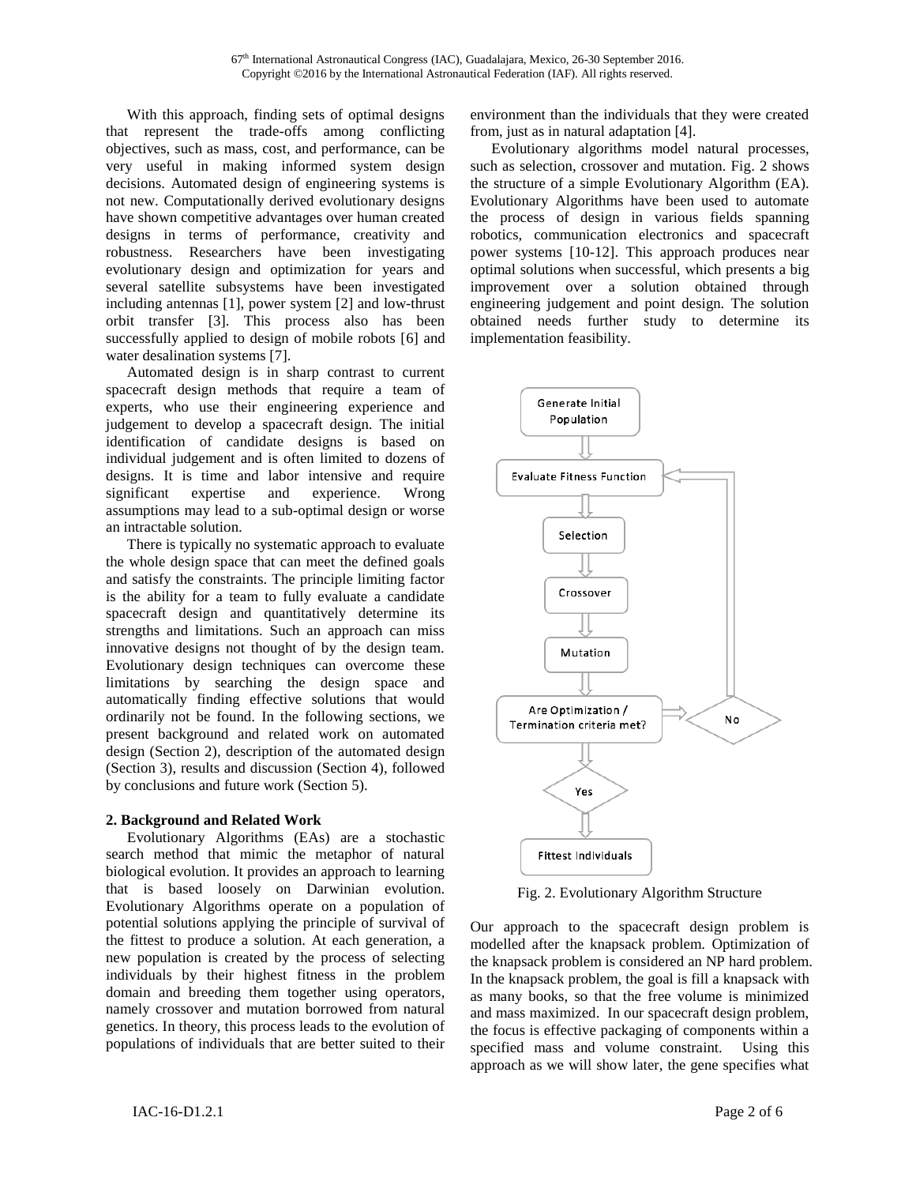With this approach, finding sets of optimal designs that represent the trade-offs among conflicting objectives, such as mass, cost, and performance, can be very useful in making informed system design decisions. Automated design of engineering systems is not new. Computationally derived evolutionary designs have shown competitive advantages over human created designs in terms of performance, creativity and robustness. Researchers have been investigating evolutionary design and optimization for years and several satellite subsystems have been investigated including antennas [1], power system [2] and low-thrust orbit transfer [3]. This process also has been successfully applied to design of mobile robots [6] and water desalination systems [7].

Automated design is in sharp contrast to current spacecraft design methods that require a team of experts, who use their engineering experience and judgement to develop a spacecraft design. The initial identification of candidate designs is based on individual judgement and is often limited to dozens of designs. It is time and labor intensive and require significant expertise and experience. Wrong assumptions may lead to a sub-optimal design or worse an intractable solution.

There is typically no systematic approach to evaluate the whole design space that can meet the defined goals and satisfy the constraints. The principle limiting factor is the ability for a team to fully evaluate a candidate spacecraft design and quantitatively determine its strengths and limitations. Such an approach can miss innovative designs not thought of by the design team. Evolutionary design techniques can overcome these limitations by searching the design space and automatically finding effective solutions that would ordinarily not be found. In the following sections, we present background and related work on automated design (Section 2), description of the automated design (Section 3), results and discussion (Section 4), followed by conclusions and future work (Section 5).

## 2. Background and Related Work

Evolutionary Algorithms (EAs) are a stochastic search method that mimic the metaphor of natural biological evolution. It provides an approach to learning that is based loosely on Darwinian evolution. Evolutionary Algorithms operate on a population of potential solutions applying the principle of survival of the fittest to produce a solution. At each generation, a new population is created by the process of selecting individuals by their highest fitness in the problem domain and breeding them together using operators, namely crossover and mutation borrowed from natural genetics. In theory, this process leads to the evolution of populations of individuals that are better suited to their environment than the individuals that they were created from, just as in natural adaptation [4].

Evolutionary algorithms model natural processes, such as selection, crossover and mutation. Fig. 2 shows the structure of a simple Evolutionary Algorithm (EA). Evolutionary Algorithms have been used to automate the process of design in various fields spanning robotics, communication electronics and spacecraft power systems [10-12]. This approach produces near optimal solutions when successful, which presents a big improvement over a solution obtained through engineering judgement and point design. The solution obtained needs further study to determine its implementation feasibility.

Generate Initial Population → Evaluate Fitness Function → Selection → Crossover → Mutation → Are Optimization / Termination criteria met? → No (back to Evaluate Fitness Function) / Yes → Fittest Individuals

Fig. 2. Evolutionary Algorithm Structure

Our approach to the spacecraft design problem is modelled after the knapsack problem. Optimization of the knapsack problem is considered an NP hard problem. In the knapsack problem, the goal is fill a knapsack with as many books, so that the free volume is minimized and mass maximized. In our spacecraft design problem, the focus is effective packaging of components within a specified mass and volume constraint. Using this approach as we will show later, the gene specifies what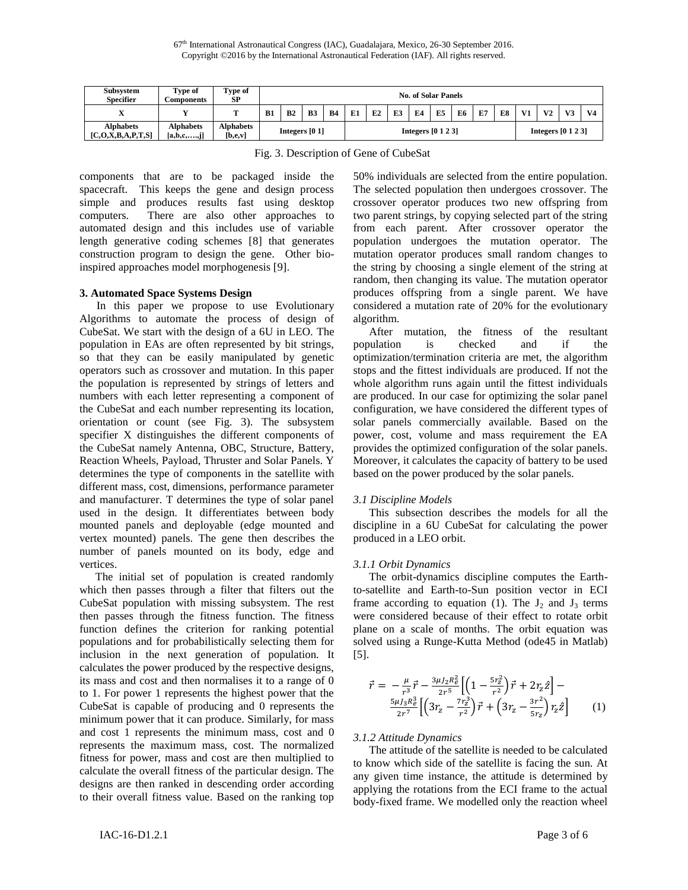| Subsystem Specifier | Type of Components | Type of SP | No. of Solar Panels | | | | | | | | | | | | | | | |
|---|---|---|---|---|---|---|---|---|---|---|---|---|---|---|---|---|---|---|
| X | Y | T | B1 | B2 | B3 | B4 | E1 | E2 | E3 | E4 | E5 | E6 | E7 | E8 | V1 | V2 | V3 | V4 |
| Alphabets [C,O,X,B,A,P,T,S] | Alphabets [a,b,c,…..,j] | Alphabets [b,e,v] | Integers [0 1] | | | | Integers [0 1 2 3] | | | | | | | | Integers [0 1 2 3] | | | |

Fig. 3. Description of Gene of CubeSat

components that are to be packaged inside the spacecraft. This keeps the gene and design process simple and produces results fast using desktop computers. There are also other approaches to automated design and this includes use of variable length generative coding schemes [8] that generates construction program to design the gene. Other bio-inspired approaches model morphogenesis [9].

### 3. Automated Space Systems Design

In this paper we propose to use Evolutionary Algorithms to automate the process of design of CubeSat. We start with the design of a 6U in LEO. The population in EAs are often represented by bit strings, so that they can be easily manipulated by genetic operators such as crossover and mutation. In this paper the population is represented by strings of letters and numbers with each letter representing a component of the CubeSat and each number representing its location, orientation or count (see Fig. 3). The subsystem specifier X distinguishes the different components of the CubeSat namely Antenna, OBC, Structure, Battery, Reaction Wheels, Payload, Thruster and Solar Panels. Y determines the type of components in the satellite with different mass, cost, dimensions, performance parameter and manufacturer. T determines the type of solar panel used in the design. It differentiates between body mounted panels and deployable (edge mounted and vertex mounted) panels. The gene then describes the number of panels mounted on its body, edge and vertices.

The initial set of population is created randomly which then passes through a filter that filters out the CubeSat population with missing subsystem. The rest then passes through the fitness function. The fitness function defines the criterion for ranking potential populations and for probabilistically selecting them for inclusion in the next generation of population. It calculates the power produced by the respective designs, its mass and cost and then normalises it to a range of 0 to 1. For power 1 represents the highest power that the CubeSat is capable of producing and 0 represents the minimum power that it can produce. Similarly, for mass and cost 1 represents the minimum mass, cost and 0 represents the maximum mass, cost. The normalized fitness for power, mass and cost are then multiplied to calculate the overall fitness of the particular design. The designs are then ranked in descending order according to their overall fitness value. Based on the ranking top 50% individuals are selected from the entire population. The selected population then undergoes crossover. The crossover operator produces two new offspring from two parent strings, by copying selected part of the string from each parent. After crossover operator the population undergoes the mutation operator. The mutation operator produces small random changes to the string by choosing a single element of the string at random, then changing its value. The mutation operator produces offspring from a single parent. We have considered a mutation rate of 20% for the evolutionary algorithm.

After mutation, the fitness of the resultant population is checked and if the optimization/termination criteria are met, the algorithm stops and the fittest individuals are produced. If not the whole algorithm runs again until the fittest individuals are produced. In our case for optimizing the solar panel configuration, we have considered the different types of solar panels commercially available. Based on the power, cost, volume and mass requirement the EA provides the optimized configuration of the solar panels. Moreover, it calculates the capacity of battery to be used based on the power produced by the solar panels.

#### *3.1 Discipline Models*

This subsection describes the models for all the discipline in a 6U CubeSat for calculating the power produced in a LEO orbit.

#### *3.1.1 Orbit Dynamics*

The orbit-dynamics discipline computes the Earth-to-satellite and Earth-to-Sun position vector in ECI frame according to equation (1). The $J_2$ and $J_3$ terms were considered because of their effect to rotate orbit plane on a scale of months. The orbit equation was solved using a Runge-Kutta Method (ode45 in Matlab) [5].

$$\ddot{\vec{r}} = -\frac{\mu}{r^3}\vec{r} - \frac{3\mu J_2 R_e^2}{2r^5}\left[\left(1-\frac{5r_z^2}{r^2}\right)\vec{r} + 2r_z\hat{z}\right] - \frac{5\mu J_3 R_e^3}{2r^7}\left[\left(3r_z - \frac{7r_z^3}{r^2}\right)\vec{r} + \left(3r_z - \frac{3r^2}{5r_z}\right)r_z\hat{z}\right] \qquad (1)$$

#### *3.1.2 Attitude Dynamics*

The attitude of the satellite is needed to be calculated to know which side of the satellite is facing the sun. At any given time instance, the attitude is determined by applying the rotations from the ECI frame to the actual body-fixed frame. We modelled only the reaction wheel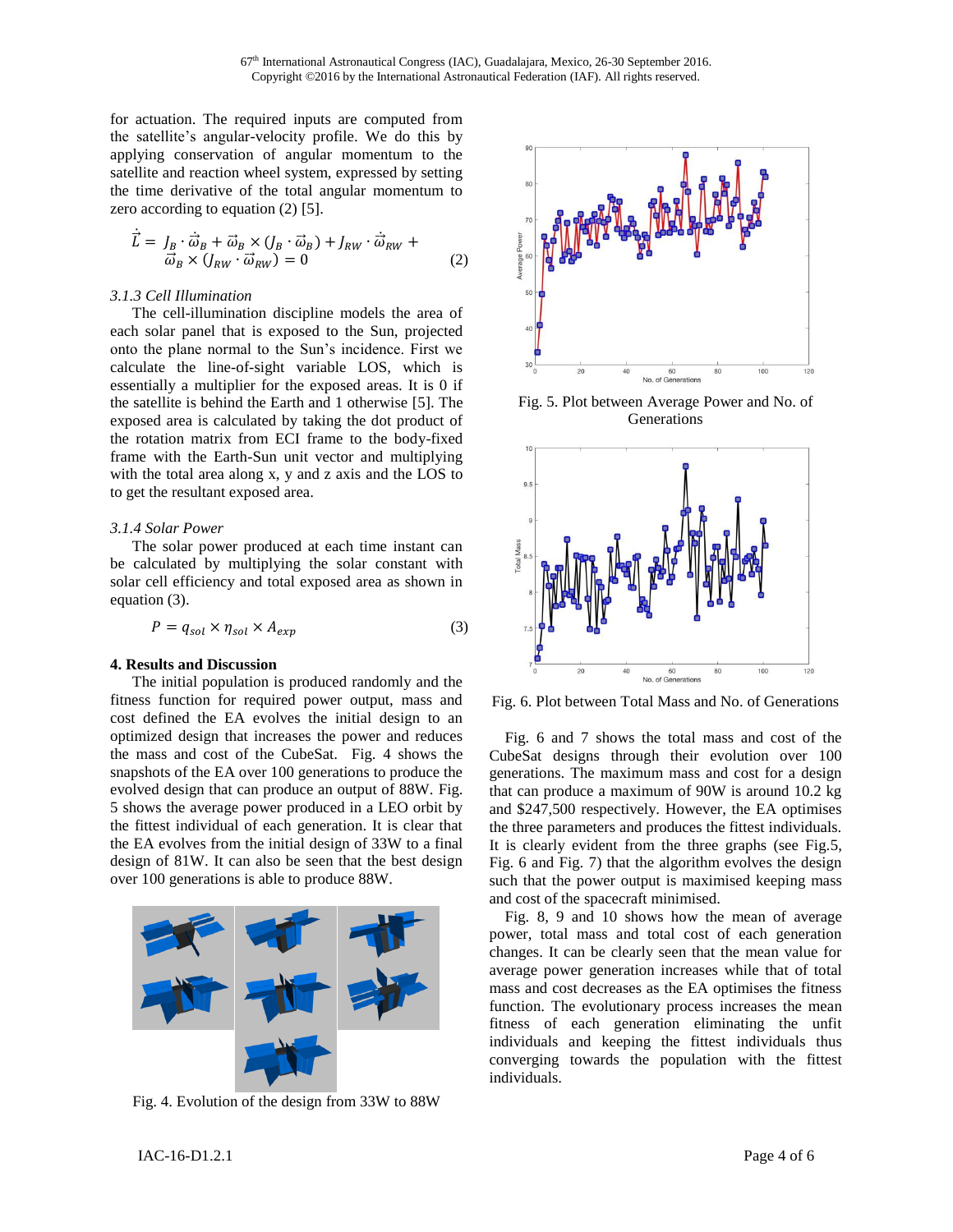for actuation. The required inputs are computed from the satellite's angular-velocity profile. We do this by applying conservation of angular momentum to the satellite and reaction wheel system, expressed by setting the time derivative of the total angular momentum to zero according to equation (2) [5].

$$\dot{\vec{L}} = J_B \cdot \dot{\vec{\omega}}_B + \vec{\omega}_B \times (J_B \cdot \vec{\omega}_B) + J_{RW} \cdot \dot{\vec{\omega}}_{RW} + \vec{\omega}_B \times (J_{RW} \cdot \vec{\omega}_{RW}) = 0 \quad (2)$$

*3.1.3 Cell Illumination*

The cell-illumination discipline models the area of each solar panel that is exposed to the Sun, projected onto the plane normal to the Sun's incidence. First we calculate the line-of-sight variable LOS, which is essentially a multiplier for the exposed areas. It is 0 if the satellite is behind the Earth and 1 otherwise [5]. The exposed area is calculated by taking the dot product of the rotation matrix from ECI frame to the body-fixed frame with the Earth-Sun unit vector and multiplying with the total area along x, y and z axis and the LOS to to get the resultant exposed area.

*3.1.4 Solar Power*

The solar power produced at each time instant can be calculated by multiplying the solar constant with solar cell efficiency and total exposed area as shown in equation (3).

$$P = q_{sol} \times \eta_{sol} \times A_{exp} \quad (3)$$

**4. Results and Discussion**

The initial population is produced randomly and the fitness function for required power output, mass and cost defined the EA evolves the initial design to an optimized design that increases the power and reduces the mass and cost of the CubeSat. Fig. 4 shows the snapshots of the EA over 100 generations to produce the evolved design that can produce an output of 88W. Fig. 5 shows the average power produced in a LEO orbit by the fittest individual of each generation. It is clear that the EA evolves from the initial design of 33W to a final design of 81W. It can also be seen that the best design over 100 generations is able to produce 88W.

Fig. 4. Evolution of the design from 33W to 88W

Fig. 5. Plot between Average Power and No. of Generations

Fig. 6. Plot between Total Mass and No. of Generations

Fig. 6 and 7 shows the total mass and cost of the CubeSat designs through their evolution over 100 generations. The maximum mass and cost for a design that can produce a maximum of 90W is around 10.2 kg and $247,500 respectively. However, the EA optimises the three parameters and produces the fittest individuals. It is clearly evident from the three graphs (see Fig.5, Fig. 6 and Fig. 7) that the algorithm evolves the design such that the power output is maximised keeping mass and cost of the spacecraft minimised.

Fig. 8, 9 and 10 shows how the mean of average power, total mass and total cost of each generation changes. It can be clearly seen that the mean value for average power generation increases while that of total mass and cost decreases as the EA optimises the fitness function. The evolutionary process increases the mean fitness of each generation eliminating the unfit individuals and keeping the fittest individuals thus converging towards the population with the fittest individuals.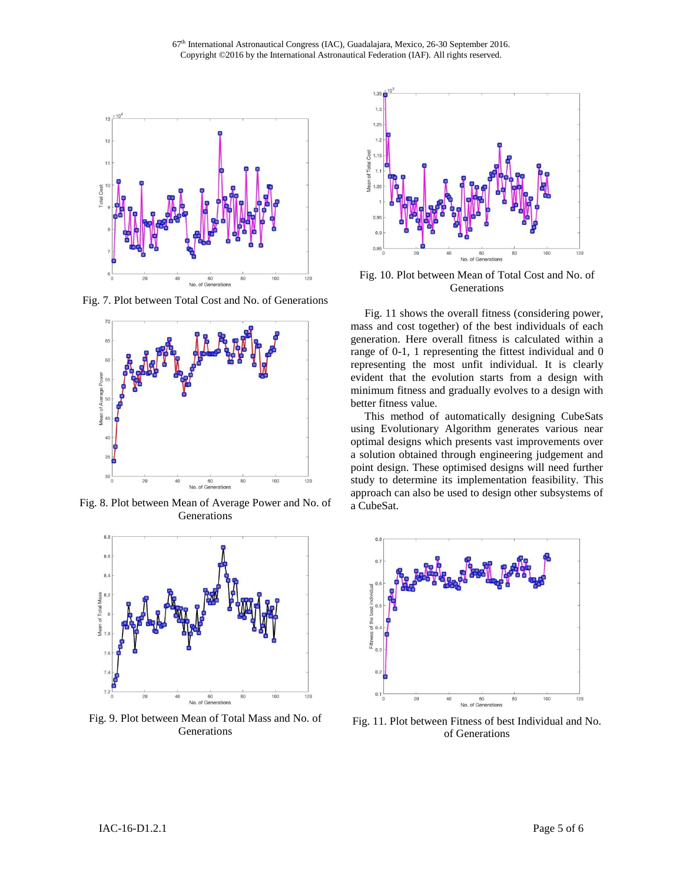Fig. 7. Plot between Total Cost and No. of Generations

Fig. 8. Plot between Mean of Average Power and No. of Generations

Fig. 9. Plot between Mean of Total Mass and No. of Generations

Fig. 10. Plot between Mean of Total Cost and No. of Generations

Fig. 11 shows the overall fitness (considering power, mass and cost together) of the best individuals of each generation. Here overall fitness is calculated within a range of 0-1, 1 representing the fittest individual and 0 representing the most unfit individual. It is clearly evident that the evolution starts from a design with minimum fitness and gradually evolves to a design with better fitness value.

This method of automatically designing CubeSats using Evolutionary Algorithm generates various near optimal designs which presents vast improvements over a solution obtained through engineering judgement and point design. These optimised designs will need further study to determine its implementation feasibility. This approach can also be used to design other subsystems of a CubeSat.

Fig. 11. Plot between Fitness of best Individual and No. of Generations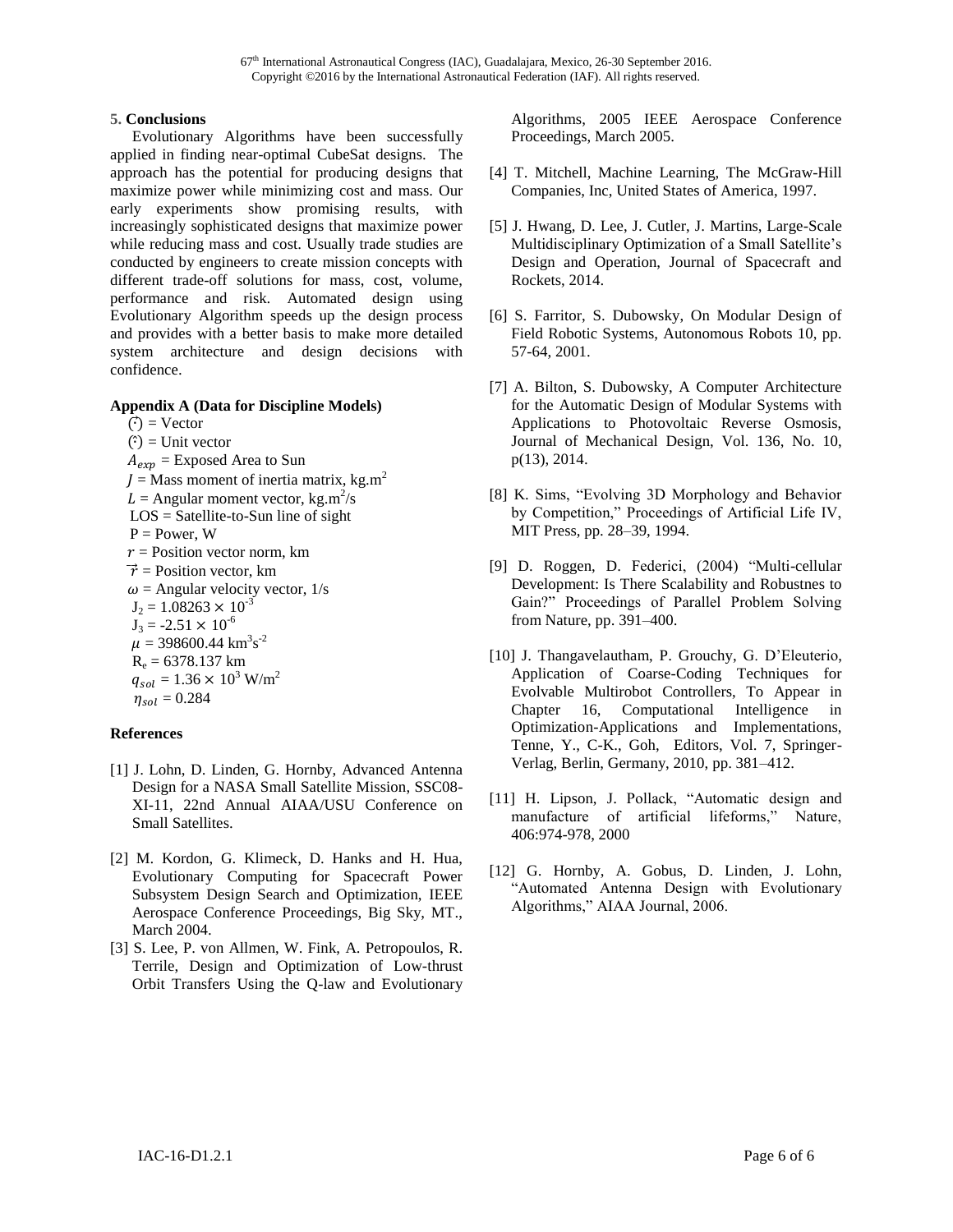## 5. Conclusions

Evolutionary Algorithms have been successfully applied in finding near-optimal CubeSat designs. The approach has the potential for producing designs that maximize power while minimizing cost and mass. Our early experiments show promising results, with increasingly sophisticated designs that maximize power while reducing mass and cost. Usually trade studies are conducted by engineers to create mission concepts with different trade-off solutions for mass, cost, volume, performance and risk. Automated design using Evolutionary Algorithm speeds up the design process and provides with a better basis to make more detailed system architecture and design decisions with confidence.

## Appendix A (Data for Discipline Models)

$\vec{(\cdot)}$ = Vector
$\hat{(\cdot)}$ = Unit vector
$A_{exp}$ = Exposed Area to Sun
$J$ = Mass moment of inertia matrix, kg.m$^2$
$L$ = Angular moment vector, kg.m$^2$/s
LOS = Satellite-to-Sun line of sight
P = Power, W
$r$ = Position vector norm, km
$\vec{r}$ = Position vector, km
$\omega$ = Angular velocity vector, 1/s
$J_2 = 1.08263 \times 10^{-3}$
$J_3 = -2.51 \times 10^{-6}$
$\mu$ = 398600.44 km$^3$s$^{-2}$
$R_e$ = 6378.137 km
$q_{sol} = 1.36 \times 10^3$ W/m$^2$
$\eta_{sol} = 0.284$

## References

[1] J. Lohn, D. Linden, G. Hornby, Advanced Antenna Design for a NASA Small Satellite Mission, SSC08-XI-11, 22nd Annual AIAA/USU Conference on Small Satellites.

[2] M. Kordon, G. Klimeck, D. Hanks and H. Hua, Evolutionary Computing for Spacecraft Power Subsystem Design Search and Optimization, IEEE Aerospace Conference Proceedings, Big Sky, MT., March 2004.

[3] S. Lee, P. von Allmen, W. Fink, A. Petropoulos, R. Terrile, Design and Optimization of Low-thrust Orbit Transfers Using the Q-law and Evolutionary Algorithms, 2005 IEEE Aerospace Conference Proceedings, March 2005.

[4] T. Mitchell, Machine Learning, The McGraw-Hill Companies, Inc, United States of America, 1997.

[5] J. Hwang, D. Lee, J. Cutler, J. Martins, Large-Scale Multidisciplinary Optimization of a Small Satellite's Design and Operation, Journal of Spacecraft and Rockets, 2014.

[6] S. Farritor, S. Dubowsky, On Modular Design of Field Robotic Systems, Autonomous Robots 10, pp. 57-64, 2001.

[7] A. Bilton, S. Dubowsky, A Computer Architecture for the Automatic Design of Modular Systems with Applications to Photovoltaic Reverse Osmosis, Journal of Mechanical Design, Vol. 136, No. 10, p(13), 2014.

[8] K. Sims, "Evolving 3D Morphology and Behavior by Competition," Proceedings of Artificial Life IV, MIT Press, pp. 28–39, 1994.

[9] D. Roggen, D. Federici, (2004) "Multi-cellular Development: Is There Scalability and Robustnes to Gain?" Proceedings of Parallel Problem Solving from Nature, pp. 391–400.

[10] J. Thangavelautham, P. Grouchy, G. D'Eleuterio, Application of Coarse-Coding Techniques for Evolvable Multirobot Controllers, To Appear in Chapter 16, Computational Intelligence in Optimization-Applications and Implementations, Tenne, Y., C-K., Goh, Editors, Vol. 7, Springer-Verlag, Berlin, Germany, 2010, pp. 381–412.

[11] H. Lipson, J. Pollack, "Automatic design and manufacture of artificial lifeforms," Nature, 406:974-978, 2000

[12] G. Hornby, A. Gobus, D. Linden, J. Lohn, "Automated Antenna Design with Evolutionary Algorithms," AIAA Journal, 2006.